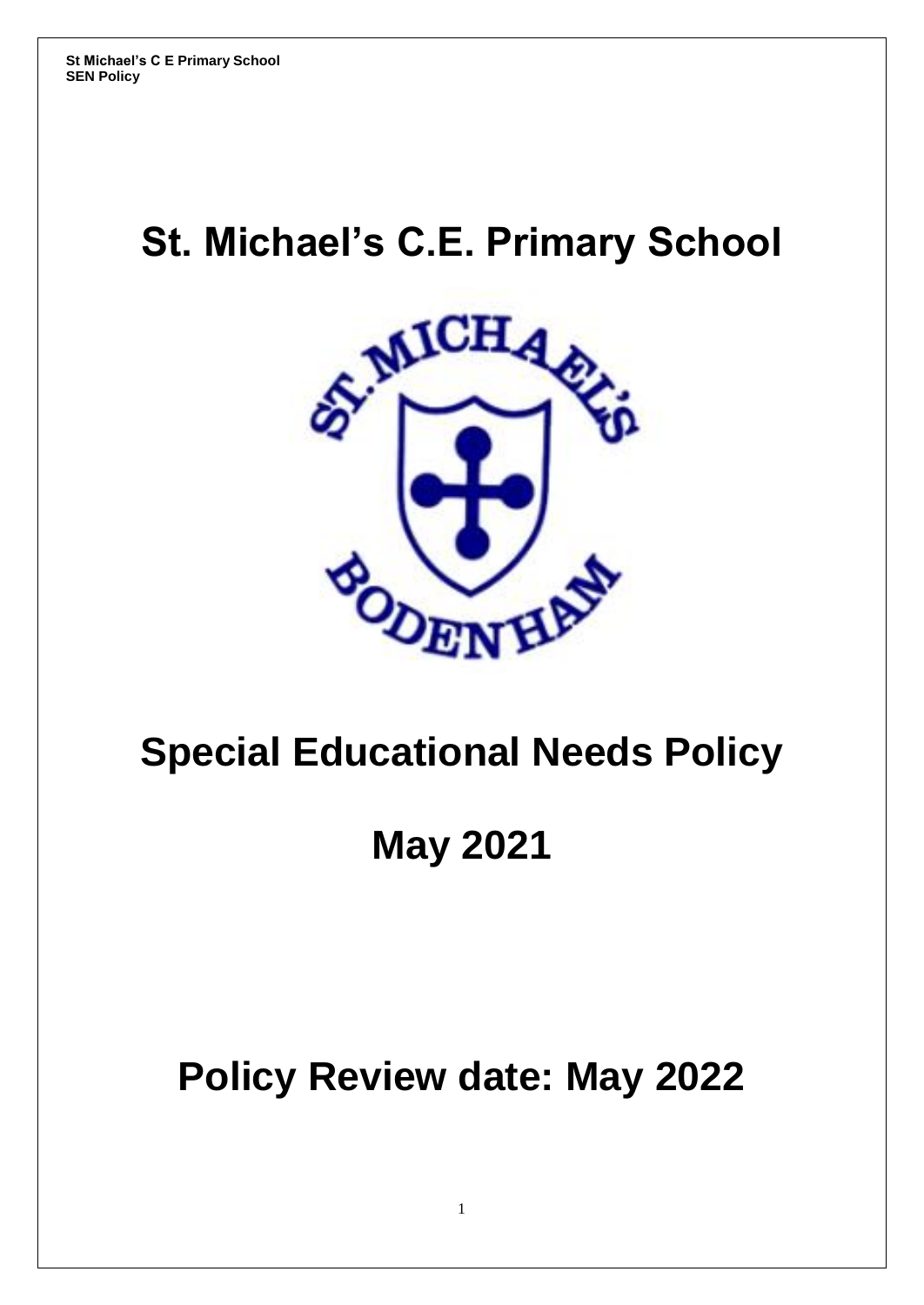# St. Michael's C.E. Primary School

# Special Educational Needs Policy

# May 2021

# Policy Review date: May 2022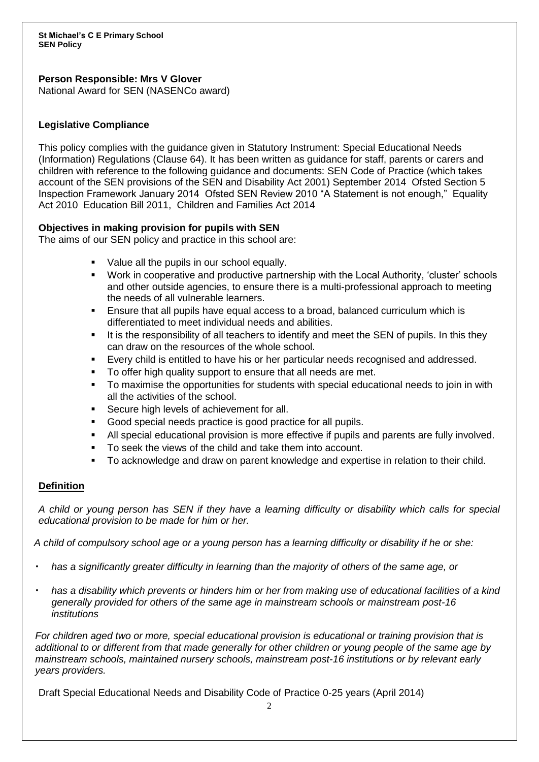**St Michael's C E Primary School**
**SEN Policy**

**Person Responsible: Mrs V Glover**
National Award for SEN (NASENCo award)

## Legislative Compliance

This policy complies with the guidance given in Statutory Instrument: Special Educational Needs (Information) Regulations (Clause 64). It has been written as guidance for staff, parents or carers and children with reference to the following guidance and documents: SEN Code of Practice (which takes account of the SEN provisions of the SEN and Disability Act 2001) September 2014 Ofsted Section 5 Inspection Framework January 2014 Ofsted SEN Review 2010 "A Statement is not enough," Equality Act 2010 Education Bill 2011, Children and Families Act 2014

## Objectives in making provision for pupils with SEN

The aims of our SEN policy and practice in this school are:

- Value all the pupils in our school equally.
- Work in cooperative and productive partnership with the Local Authority, 'cluster' schools and other outside agencies, to ensure there is a multi-professional approach to meeting the needs of all vulnerable learners.
- Ensure that all pupils have equal access to a broad, balanced curriculum which is differentiated to meet individual needs and abilities.
- It is the responsibility of all teachers to identify and meet the SEN of pupils. In this they can draw on the resources of the whole school.
- Every child is entitled to have his or her particular needs recognised and addressed.
- To offer high quality support to ensure that all needs are met.
- To maximise the opportunities for students with special educational needs to join in with all the activities of the school.
- Secure high levels of achievement for all.
- Good special needs practice is good practice for all pupils.
- All special educational provision is more effective if pupils and parents are fully involved.
- To seek the views of the child and take them into account.
- To acknowledge and draw on parent knowledge and expertise in relation to their child.

## Definition

*A child or young person has SEN if they have a learning difficulty or disability which calls for special educational provision to be made for him or her.*

*A child of compulsory school age or a young person has a learning difficulty or disability if he or she:*

- *has a significantly greater difficulty in learning than the majority of others of the same age, or*
- *has a disability which prevents or hinders him or her from making use of educational facilities of a kind generally provided for others of the same age in mainstream schools or mainstream post-16 institutions*

*For children aged two or more, special educational provision is educational or training provision that is additional to or different from that made generally for other children or young people of the same age by mainstream schools, maintained nursery schools, mainstream post-16 institutions or by relevant early years providers.*

Draft Special Educational Needs and Disability Code of Practice 0-25 years (April 2014)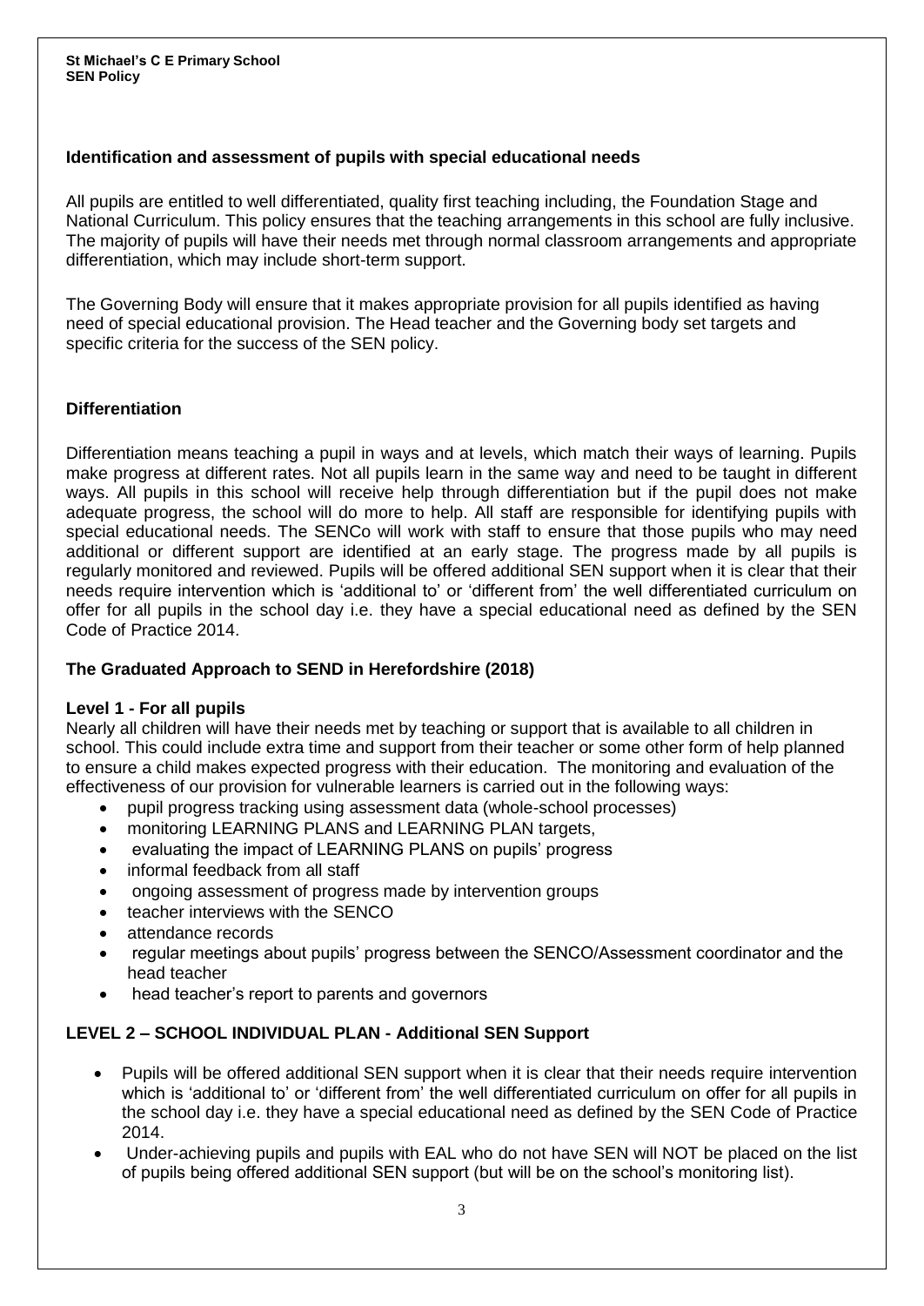**Identification and assessment of pupils with special educational needs**

All pupils are entitled to well differentiated, quality first teaching including, the Foundation Stage and National Curriculum. This policy ensures that the teaching arrangements in this school are fully inclusive. The majority of pupils will have their needs met through normal classroom arrangements and appropriate differentiation, which may include short-term support.

The Governing Body will ensure that it makes appropriate provision for all pupils identified as having need of special educational provision. The Head teacher and the Governing body set targets and specific criteria for the success of the SEN policy.

**Differentiation**

Differentiation means teaching a pupil in ways and at levels, which match their ways of learning. Pupils make progress at different rates. Not all pupils learn in the same way and need to be taught in different ways. All pupils in this school will receive help through differentiation but if the pupil does not make adequate progress, the school will do more to help. All staff are responsible for identifying pupils with special educational needs. The SENCo will work with staff to ensure that those pupils who may need additional or different support are identified at an early stage. The progress made by all pupils is regularly monitored and reviewed. Pupils will be offered additional SEN support when it is clear that their needs require intervention which is 'additional to' or 'different from' the well differentiated curriculum on offer for all pupils in the school day i.e. they have a special educational need as defined by the SEN Code of Practice 2014.

**The Graduated Approach to SEND in Herefordshire (2018)**

**Level 1 - For all pupils**

Nearly all children will have their needs met by teaching or support that is available to all children in school. This could include extra time and support from their teacher or some other form of help planned to ensure a child makes expected progress with their education. The monitoring and evaluation of the effectiveness of our provision for vulnerable learners is carried out in the following ways:

- pupil progress tracking using assessment data (whole-school processes)
- monitoring LEARNING PLANS and LEARNING PLAN targets,
- evaluating the impact of LEARNING PLANS on pupils' progress
- informal feedback from all staff
- ongoing assessment of progress made by intervention groups
- teacher interviews with the SENCO
- attendance records
- regular meetings about pupils' progress between the SENCO/Assessment coordinator and the head teacher
- head teacher's report to parents and governors

**LEVEL 2 – SCHOOL INDIVIDUAL PLAN - Additional SEN Support**

- Pupils will be offered additional SEN support when it is clear that their needs require intervention which is 'additional to' or 'different from' the well differentiated curriculum on offer for all pupils in the school day i.e. they have a special educational need as defined by the SEN Code of Practice 2014.
- Under-achieving pupils and pupils with EAL who do not have SEN will NOT be placed on the list of pupils being offered additional SEN support (but will be on the school's monitoring list).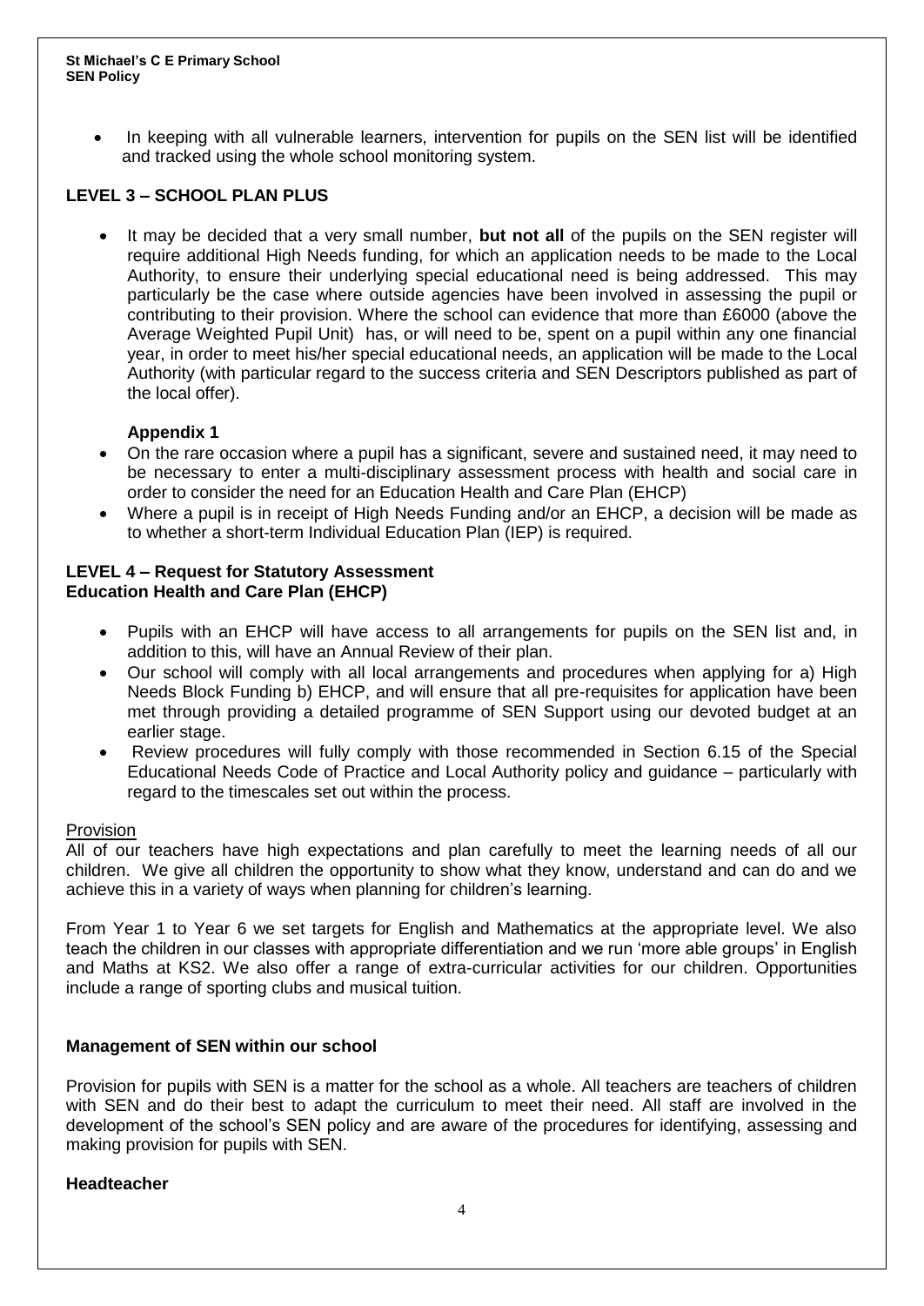- In keeping with all vulnerable learners, intervention for pupils on the SEN list will be identified and tracked using the whole school monitoring system.

### LEVEL 3 – SCHOOL PLAN PLUS

- It may be decided that a very small number, **but not all** of the pupils on the SEN register will require additional High Needs funding, for which an application needs to be made to the Local Authority, to ensure their underlying special educational need is being addressed. This may particularly be the case where outside agencies have been involved in assessing the pupil or contributing to their provision. Where the school can evidence that more than £6000 (above the Average Weighted Pupil Unit) has, or will need to be, spent on a pupil within any one financial year, in order to meet his/her special educational needs, an application will be made to the Local Authority (with particular regard to the success criteria and SEN Descriptors published as part of the local offer).

  **Appendix 1**

- On the rare occasion where a pupil has a significant, severe and sustained need, it may need to be necessary to enter a multi-disciplinary assessment process with health and social care in order to consider the need for an Education Health and Care Plan (EHCP)
- Where a pupil is in receipt of High Needs Funding and/or an EHCP, a decision will be made as to whether a short-term Individual Education Plan (IEP) is required.

### LEVEL 4 – Request for Statutory Assessment Education Health and Care Plan (EHCP)

- Pupils with an EHCP will have access to all arrangements for pupils on the SEN list and, in addition to this, will have an Annual Review of their plan.
- Our school will comply with all local arrangements and procedures when applying for a) High Needs Block Funding b) EHCP, and will ensure that all pre-requisites for application have been met through providing a detailed programme of SEN Support using our devoted budget at an earlier stage.
- Review procedures will fully comply with those recommended in Section 6.15 of the Special Educational Needs Code of Practice and Local Authority policy and guidance – particularly with regard to the timescales set out within the process.

Provision

All of our teachers have high expectations and plan carefully to meet the learning needs of all our children. We give all children the opportunity to show what they know, understand and can do and we achieve this in a variety of ways when planning for children's learning.

From Year 1 to Year 6 we set targets for English and Mathematics at the appropriate level. We also teach the children in our classes with appropriate differentiation and we run 'more able groups' in English and Maths at KS2. We also offer a range of extra-curricular activities for our children. Opportunities include a range of sporting clubs and musical tuition.

### Management of SEN within our school

Provision for pupils with SEN is a matter for the school as a whole. All teachers are teachers of children with SEN and do their best to adapt the curriculum to meet their need. All staff are involved in the development of the school's SEN policy and are aware of the procedures for identifying, assessing and making provision for pupils with SEN.

### Headteacher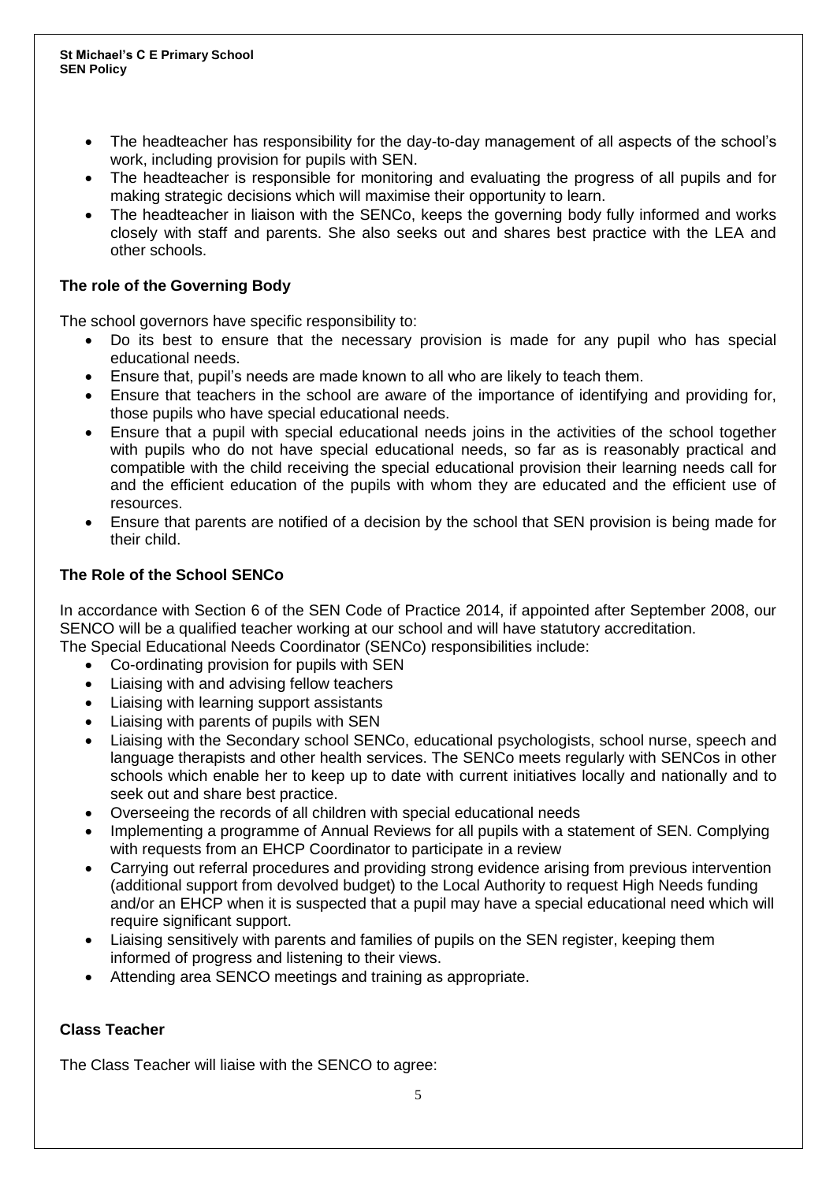- The headteacher has responsibility for the day-to-day management of all aspects of the school's work, including provision for pupils with SEN.
- The headteacher is responsible for monitoring and evaluating the progress of all pupils and for making strategic decisions which will maximise their opportunity to learn.
- The headteacher in liaison with the SENCo, keeps the governing body fully informed and works closely with staff and parents. She also seeks out and shares best practice with the LEA and other schools.

### The role of the Governing Body

The school governors have specific responsibility to:

- Do its best to ensure that the necessary provision is made for any pupil who has special educational needs.
- Ensure that, pupil's needs are made known to all who are likely to teach them.
- Ensure that teachers in the school are aware of the importance of identifying and providing for, those pupils who have special educational needs.
- Ensure that a pupil with special educational needs joins in the activities of the school together with pupils who do not have special educational needs, so far as is reasonably practical and compatible with the child receiving the special educational provision their learning needs call for and the efficient education of the pupils with whom they are educated and the efficient use of resources.
- Ensure that parents are notified of a decision by the school that SEN provision is being made for their child.

### The Role of the School SENCo

In accordance with Section 6 of the SEN Code of Practice 2014, if appointed after September 2008, our SENCO will be a qualified teacher working at our school and will have statutory accreditation.
The Special Educational Needs Coordinator (SENCo) responsibilities include:

- Co-ordinating provision for pupils with SEN
- Liaising with and advising fellow teachers
- Liaising with learning support assistants
- Liaising with parents of pupils with SEN
- Liaising with the Secondary school SENCo, educational psychologists, school nurse, speech and language therapists and other health services. The SENCo meets regularly with SENCos in other schools which enable her to keep up to date with current initiatives locally and nationally and to seek out and share best practice.
- Overseeing the records of all children with special educational needs
- Implementing a programme of Annual Reviews for all pupils with a statement of SEN. Complying with requests from an EHCP Coordinator to participate in a review
- Carrying out referral procedures and providing strong evidence arising from previous intervention (additional support from devolved budget) to the Local Authority to request High Needs funding and/or an EHCP when it is suspected that a pupil may have a special educational need which will require significant support.
- Liaising sensitively with parents and families of pupils on the SEN register, keeping them informed of progress and listening to their views.
- Attending area SENCO meetings and training as appropriate.

### Class Teacher

The Class Teacher will liaise with the SENCO to agree: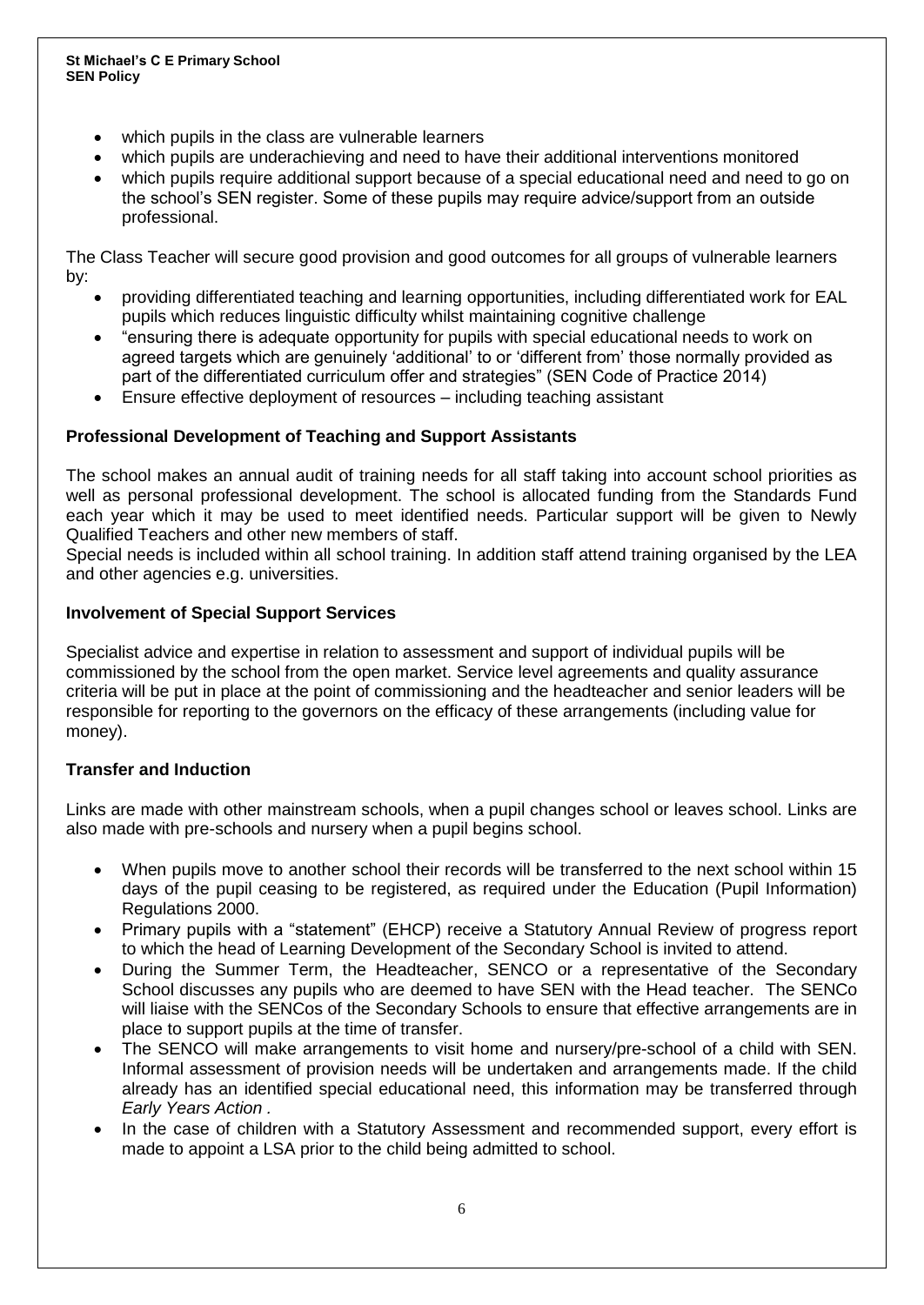- which pupils in the class are vulnerable learners
- which pupils are underachieving and need to have their additional interventions monitored
- which pupils require additional support because of a special educational need and need to go on the school's SEN register. Some of these pupils may require advice/support from an outside professional.

The Class Teacher will secure good provision and good outcomes for all groups of vulnerable learners by:

- providing differentiated teaching and learning opportunities, including differentiated work for EAL pupils which reduces linguistic difficulty whilst maintaining cognitive challenge
- "ensuring there is adequate opportunity for pupils with special educational needs to work on agreed targets which are genuinely 'additional' to or 'different from' those normally provided as part of the differentiated curriculum offer and strategies" (SEN Code of Practice 2014)
- Ensure effective deployment of resources – including teaching assistant

**Professional Development of Teaching and Support Assistants**

The school makes an annual audit of training needs for all staff taking into account school priorities as well as personal professional development. The school is allocated funding from the Standards Fund each year which it may be used to meet identified needs. Particular support will be given to Newly Qualified Teachers and other new members of staff.

Special needs is included within all school training. In addition staff attend training organised by the LEA and other agencies e.g. universities.

**Involvement of Special Support Services**

Specialist advice and expertise in relation to assessment and support of individual pupils will be commissioned by the school from the open market. Service level agreements and quality assurance criteria will be put in place at the point of commissioning and the headteacher and senior leaders will be responsible for reporting to the governors on the efficacy of these arrangements (including value for money).

**Transfer and Induction**

Links are made with other mainstream schools, when a pupil changes school or leaves school. Links are also made with pre-schools and nursery when a pupil begins school.

- When pupils move to another school their records will be transferred to the next school within 15 days of the pupil ceasing to be registered, as required under the Education (Pupil Information) Regulations 2000.
- Primary pupils with a "statement" (EHCP) receive a Statutory Annual Review of progress report to which the head of Learning Development of the Secondary School is invited to attend.
- During the Summer Term, the Headteacher, SENCO or a representative of the Secondary School discusses any pupils who are deemed to have SEN with the Head teacher. The SENCo will liaise with the SENCos of the Secondary Schools to ensure that effective arrangements are in place to support pupils at the time of transfer.
- The SENCO will make arrangements to visit home and nursery/pre-school of a child with SEN. Informal assessment of provision needs will be undertaken and arrangements made. If the child already has an identified special educational need, this information may be transferred through *Early Years Action .*
- In the case of children with a Statutory Assessment and recommended support, every effort is made to appoint a LSA prior to the child being admitted to school.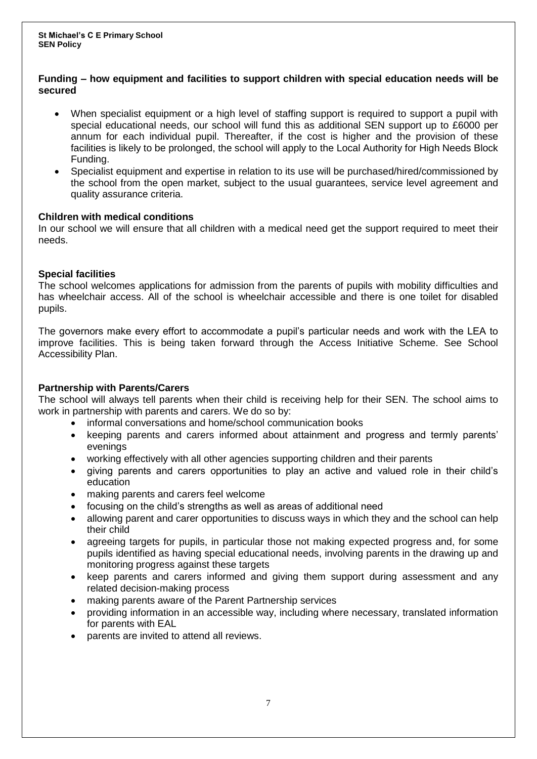**Funding – how equipment and facilities to support children with special education needs will be secured**

- When specialist equipment or a high level of staffing support is required to support a pupil with special educational needs, our school will fund this as additional SEN support up to £6000 per annum for each individual pupil. Thereafter, if the cost is higher and the provision of these facilities is likely to be prolonged, the school will apply to the Local Authority for High Needs Block Funding.
- Specialist equipment and expertise in relation to its use will be purchased/hired/commissioned by the school from the open market, subject to the usual guarantees, service level agreement and quality assurance criteria.

**Children with medical conditions**

In our school we will ensure that all children with a medical need get the support required to meet their needs.

**Special facilities**

The school welcomes applications for admission from the parents of pupils with mobility difficulties and has wheelchair access. All of the school is wheelchair accessible and there is one toilet for disabled pupils.

The governors make every effort to accommodate a pupil's particular needs and work with the LEA to improve facilities. This is being taken forward through the Access Initiative Scheme. See School Accessibility Plan.

**Partnership with Parents/Carers**

The school will always tell parents when their child is receiving help for their SEN. The school aims to work in partnership with parents and carers. We do so by:

- informal conversations and home/school communication books
- keeping parents and carers informed about attainment and progress and termly parents' evenings
- working effectively with all other agencies supporting children and their parents
- giving parents and carers opportunities to play an active and valued role in their child's education
- making parents and carers feel welcome
- focusing on the child's strengths as well as areas of additional need
- allowing parent and carer opportunities to discuss ways in which they and the school can help their child
- agreeing targets for pupils, in particular those not making expected progress and, for some pupils identified as having special educational needs, involving parents in the drawing up and monitoring progress against these targets
- keep parents and carers informed and giving them support during assessment and any related decision-making process
- making parents aware of the Parent Partnership services
- providing information in an accessible way, including where necessary, translated information for parents with EAL
- parents are invited to attend all reviews.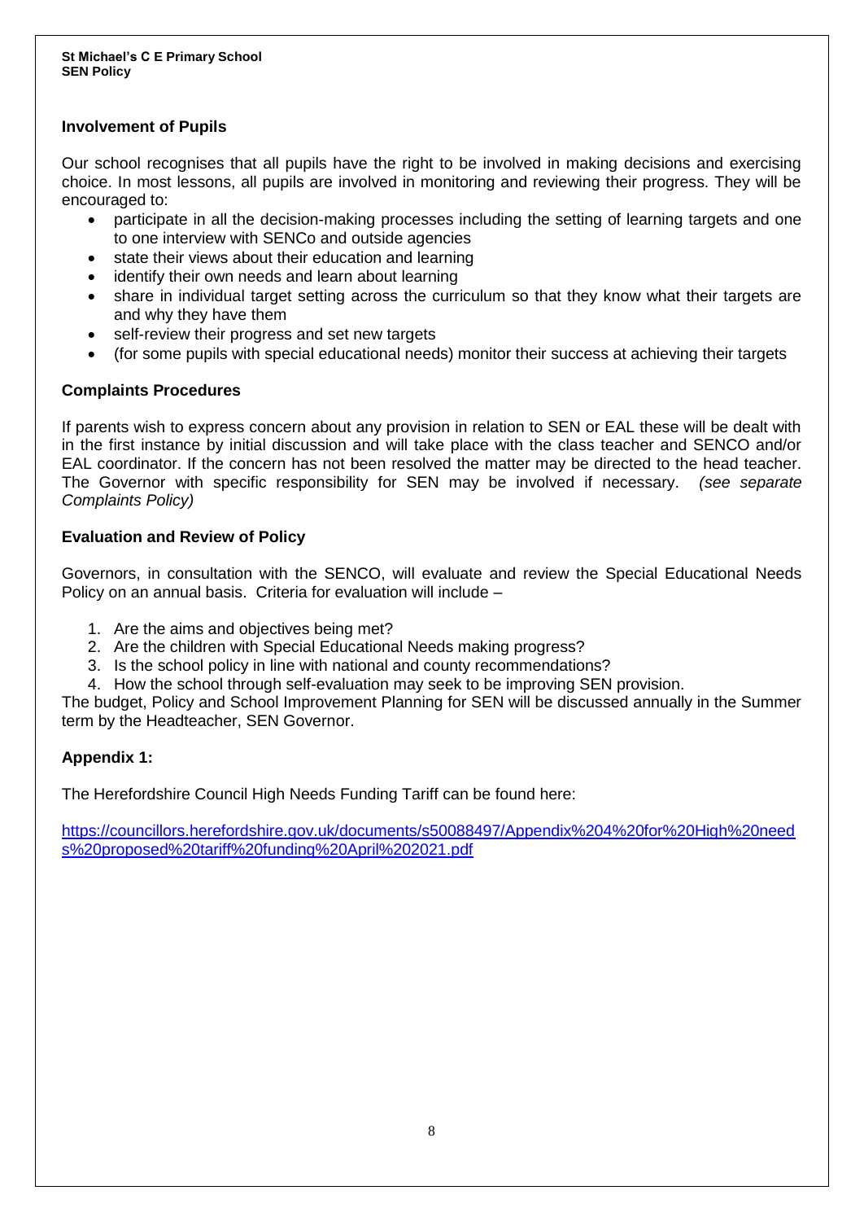### Involvement of Pupils

Our school recognises that all pupils have the right to be involved in making decisions and exercising choice. In most lessons, all pupils are involved in monitoring and reviewing their progress. They will be encouraged to:

- participate in all the decision-making processes including the setting of learning targets and one to one interview with SENCo and outside agencies
- state their views about their education and learning
- identify their own needs and learn about learning
- share in individual target setting across the curriculum so that they know what their targets are and why they have them
- self-review their progress and set new targets
- (for some pupils with special educational needs) monitor their success at achieving their targets

### Complaints Procedures

If parents wish to express concern about any provision in relation to SEN or EAL these will be dealt with in the first instance by initial discussion and will take place with the class teacher and SENCO and/or EAL coordinator. If the concern has not been resolved the matter may be directed to the head teacher. The Governor with specific responsibility for SEN may be involved if necessary. *(see separate Complaints Policy)*

### Evaluation and Review of Policy

Governors, in consultation with the SENCO, will evaluate and review the Special Educational Needs Policy on an annual basis. Criteria for evaluation will include –

1. Are the aims and objectives being met?
2. Are the children with Special Educational Needs making progress?
3. Is the school policy in line with national and county recommendations?
4. How the school through self-evaluation may seek to be improving SEN provision.

The budget, Policy and School Improvement Planning for SEN will be discussed annually in the Summer term by the Headteacher, SEN Governor.

### Appendix 1:

The Herefordshire Council High Needs Funding Tariff can be found here:

https://councillors.herefordshire.gov.uk/documents/s50088497/Appendix%204%20for%20High%20needs%20proposed%20tariff%20funding%20April%202021.pdf